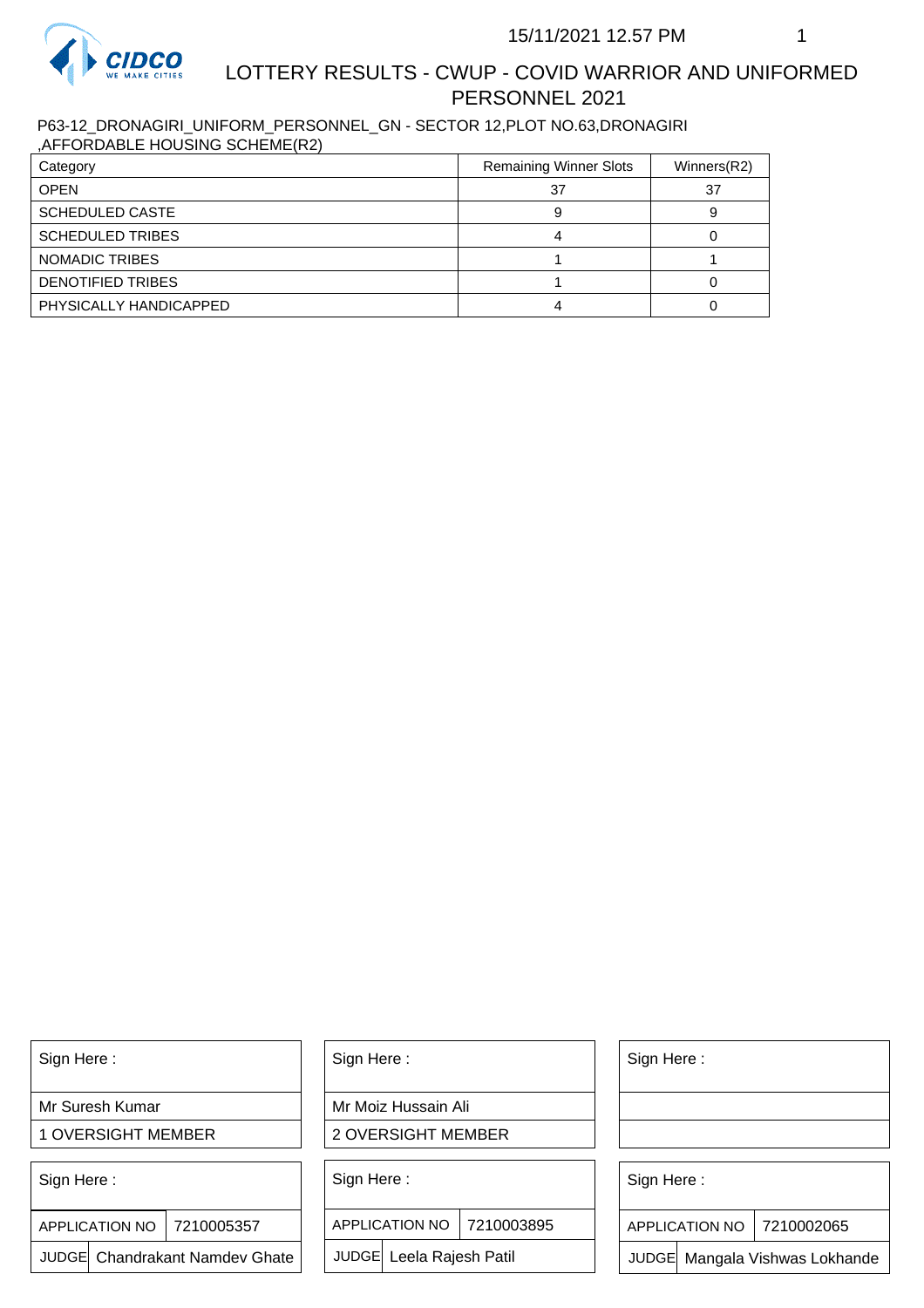# LOTTERY RESULTS - CWUP - COVID WARRIOR AND UNIFORMED PERSONNEL 2021

15/11/2021 12.57 PM

P63-12_DRONAGIRI_UNIFORM_PERSONNEL_GN - SECTOR 12,PLOT NO.63,DRONAGIRI ,AFFORDABLE HOUSING SCHEME(R2)

| Category | Remaining Winner Slots | Winners(R2) |
| --- | --- | --- |
| OPEN | 37 | 37 |
| SCHEDULED CASTE | 9 | 9 |
| SCHEDULED TRIBES | 4 | 0 |
| NOMADIC TRIBES | 1 | 1 |
| DENOTIFIED TRIBES | 1 | 0 |
| PHYSICALLY HANDICAPPED | 4 | 0 |

| Sign Here : | Sign Here : | Sign Here : |
| --- | --- | --- |
| Mr Suresh Kumar | Mr Moiz Hussain Ali | |
| 1 OVERSIGHT MEMBER | 2 OVERSIGHT MEMBER | |

| Sign Here : | Sign Here : | Sign Here : |
| --- | --- | --- |
| APPLICATION NO 7210005357 | APPLICATION NO 7210003895 | APPLICATION NO 7210002065 |
| JUDGE Chandrakant Namdev Ghate | JUDGE Leela Rajesh Patil | JUDGE Mangala Vishwas Lokhande |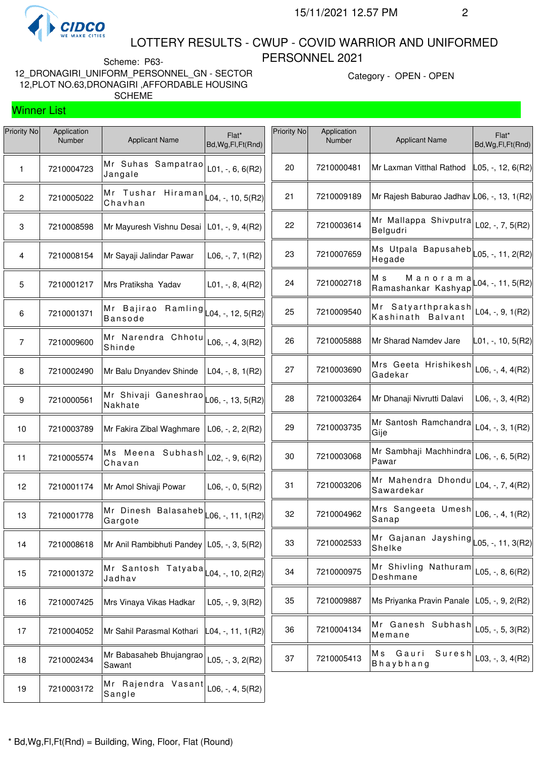# LOTTERY RESULTS - CWUP - COVID WARRIOR AND UNIFORMED PERSONNEL 2021

Scheme: P63-12_DRONAGIRI_UNIFORM_PERSONNEL_GN - SECTOR 12,PLOT NO.63,DRONAGIRI ,AFFORDABLE HOUSING SCHEME

Category - OPEN - OPEN

## Winner List

| Priority No | Application Number | Applicant Name | Flat* Bd,Wg,Fl,Ft(Rnd) |
|---|---|---|---|
| 1 | 7210004723 | Mr Suhas Sampatrao Jangale | L01, -, 6, 6(R2) |
| 2 | 7210005022 | Mr Tushar Hiraman Chavhan | L04, -, 10, 5(R2) |
| 3 | 7210008598 | Mr Mayuresh Vishnu Desai | L01, -, 9, 4(R2) |
| 4 | 7210008154 | Mr Sayaji Jalindar Pawar | L06, -, 7, 1(R2) |
| 5 | 7210001217 | Mrs Pratiksha Yadav | L01, -, 8, 4(R2) |
| 6 | 7210001371 | Mr Bajirao Ramling Bansode | L04, -, 12, 5(R2) |
| 7 | 7210009600 | Mr Narendra Chhotu Shinde | L06, -, 4, 3(R2) |
| 8 | 7210002490 | Mr Balu Dnyandev Shinde | L04, -, 8, 1(R2) |
| 9 | 7210000561 | Mr Shivaji Ganeshrao Nakhate | L06, -, 13, 5(R2) |
| 10 | 7210003789 | Mr Fakira Zibal Waghmare | L06, -, 2, 2(R2) |
| 11 | 7210005574 | Ms Meena Subhash Chavan | L02, -, 9, 6(R2) |
| 12 | 7210001174 | Mr Amol Shivaji Powar | L06, -, 0, 5(R2) |
| 13 | 7210001778 | Mr Dinesh Balasaheb Gargote | L06, -, 11, 1(R2) |
| 14 | 7210008618 | Mr Anil Rambibhuti Pandey | L05, -, 3, 5(R2) |
| 15 | 7210001372 | Mr Santosh Tatyaba Jadhav | L04, -, 10, 2(R2) |
| 16 | 7210007425 | Mrs Vinaya Vikas Hadkar | L05, -, 9, 3(R2) |
| 17 | 7210004052 | Mr Sahil Parasmal Kothari | L04, -, 11, 1(R2) |
| 18 | 7210002434 | Mr Babasaheb Bhujangrao Sawant | L05, -, 3, 2(R2) |
| 19 | 7210003172 | Mr Rajendra Vasant Sangle | L06, -, 4, 5(R2) |
| 20 | 7210000481 | Mr Laxman Vitthal Rathod | L05, -, 12, 6(R2) |
| 21 | 7210009189 | Mr Rajesh Baburao Jadhav | L06, -, 13, 1(R2) |
| 22 | 7210003614 | Mr Mallappa Shivputra Belgudri | L02, -, 7, 5(R2) |
| 23 | 7210007659 | Ms Utpala Bapusaheb Hegade | L05, -, 11, 2(R2) |
| 24 | 7210002718 | Ms Manorama Ramashankar Kashyap | L04, -, 11, 5(R2) |
| 25 | 7210009540 | Mr Satyarthprakash Kashinath Balvant | L04, -, 9, 1(R2) |
| 26 | 7210005888 | Mr Sharad Namdev Jare | L01, -, 10, 5(R2) |
| 27 | 7210003690 | Mrs Geeta Hrishikesh Gadekar | L06, -, 4, 4(R2) |
| 28 | 7210003264 | Mr Dhanaji Nivrutti Dalavi | L06, -, 3, 4(R2) |
| 29 | 7210003735 | Mr Santosh Ramchandra Gije | L04, -, 3, 1(R2) |
| 30 | 7210003068 | Mr Sambhaji Machhindra Pawar | L06, -, 6, 5(R2) |
| 31 | 7210003206 | Mr Mahendra Dhondu Sawardekar | L04, -, 7, 4(R2) |
| 32 | 7210004962 | Mrs Sangeeta Umesh Sanap | L06, -, 4, 1(R2) |
| 33 | 7210002533 | Mr Gajanan Jayshing Shelke | L05, -, 11, 3(R2) |
| 34 | 7210000975 | Mr Shivling Nathuram Deshmane | L05, -, 8, 6(R2) |
| 35 | 7210009887 | Ms Priyanka Pravin Panale | L05, -, 9, 2(R2) |
| 36 | 7210004134 | Mr Ganesh Subhash Memane | L05, -, 5, 3(R2) |
| 37 | 7210005413 | Ms Gauri Suresh Bhaybhang | L03, -, 3, 4(R2) |

\* Bd,Wg,Fl,Ft(Rnd) = Building, Wing, Floor, Flat (Round)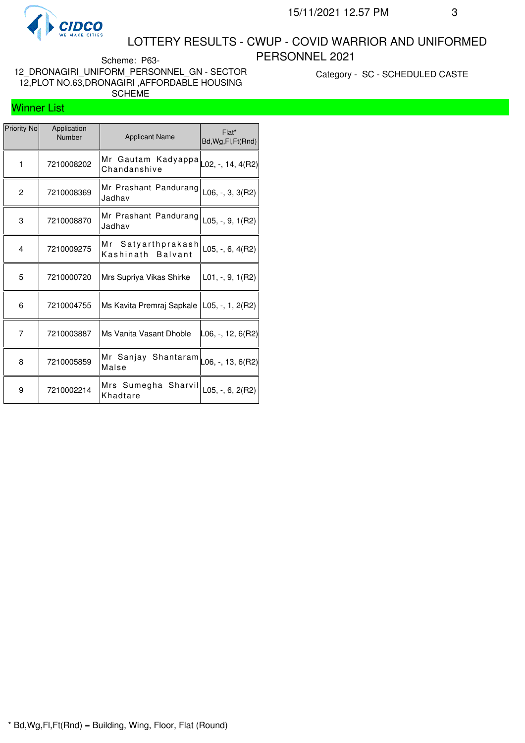# LOTTERY RESULTS - CWUP - COVID WARRIOR AND UNIFORMED PERSONNEL 2021

Scheme: P63-12_DRONAGIRI_UNIFORM_PERSONNEL_GN - SECTOR 12,PLOT NO.63,DRONAGIRI ,AFFORDABLE HOUSING SCHEME

Category - SC - SCHEDULED CASTE

## Winner List

| Priority No | Application Number | Applicant Name | Flat* Bd,Wg,Fl,Ft(Rnd) |
|---|---|---|---|
| 1 | 7210008202 | Mr Gautam Kadyappa Chandanshive | L02, -, 14, 4(R2) |
| 2 | 7210008369 | Mr Prashant Pandurang Jadhav | L06, -, 3, 3(R2) |
| 3 | 7210008870 | Mr Prashant Pandurang Jadhav | L05, -, 9, 1(R2) |
| 4 | 7210009275 | Mr Satyarthprakash Kashinath Balvant | L05, -, 6, 4(R2) |
| 5 | 7210000720 | Mrs Supriya Vikas Shirke | L01, -, 9, 1(R2) |
| 6 | 7210004755 | Ms Kavita Premraj Sapkale | L05, -, 1, 2(R2) |
| 7 | 7210003887 | Ms Vanita Vasant Dhoble | L06, -, 12, 6(R2) |
| 8 | 7210005859 | Mr Sanjay Shantaram Malse | L06, -, 13, 6(R2) |
| 9 | 7210002214 | Mrs Sumegha Sharvil Khadtare | L05, -, 6, 2(R2) |

* Bd,Wg,Fl,Ft(Rnd) = Building, Wing, Floor, Flat (Round)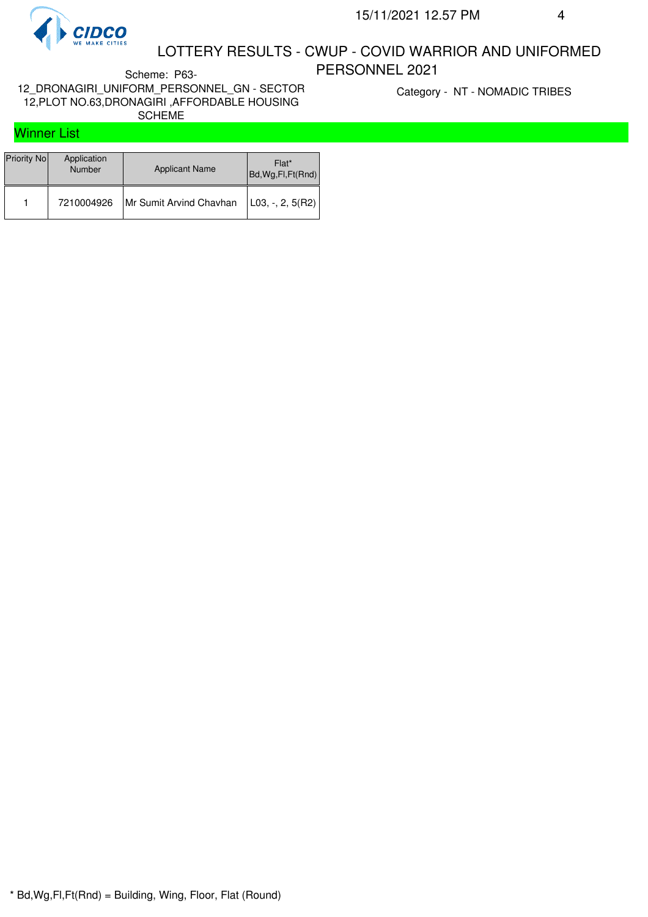# LOTTERY RESULTS - CWUP - COVID WARRIOR AND UNIFORMED PERSONNEL 2021

Scheme: P63-12_DRONAGIRI_UNIFORM_PERSONNEL_GN - SECTOR 12,PLOT NO.63,DRONAGIRI ,AFFORDABLE HOUSING SCHEME

Category - NT - NOMADIC TRIBES

## Winner List

| Priority No | Application Number | Applicant Name | Flat* Bd,Wg,Fl,Ft(Rnd) |
|---|---|---|---|
| 1 | 7210004926 | Mr Sumit Arvind Chavhan | L03, -, 2, 5(R2) |

* Bd,Wg,Fl,Ft(Rnd) = Building, Wing, Floor, Flat (Round)